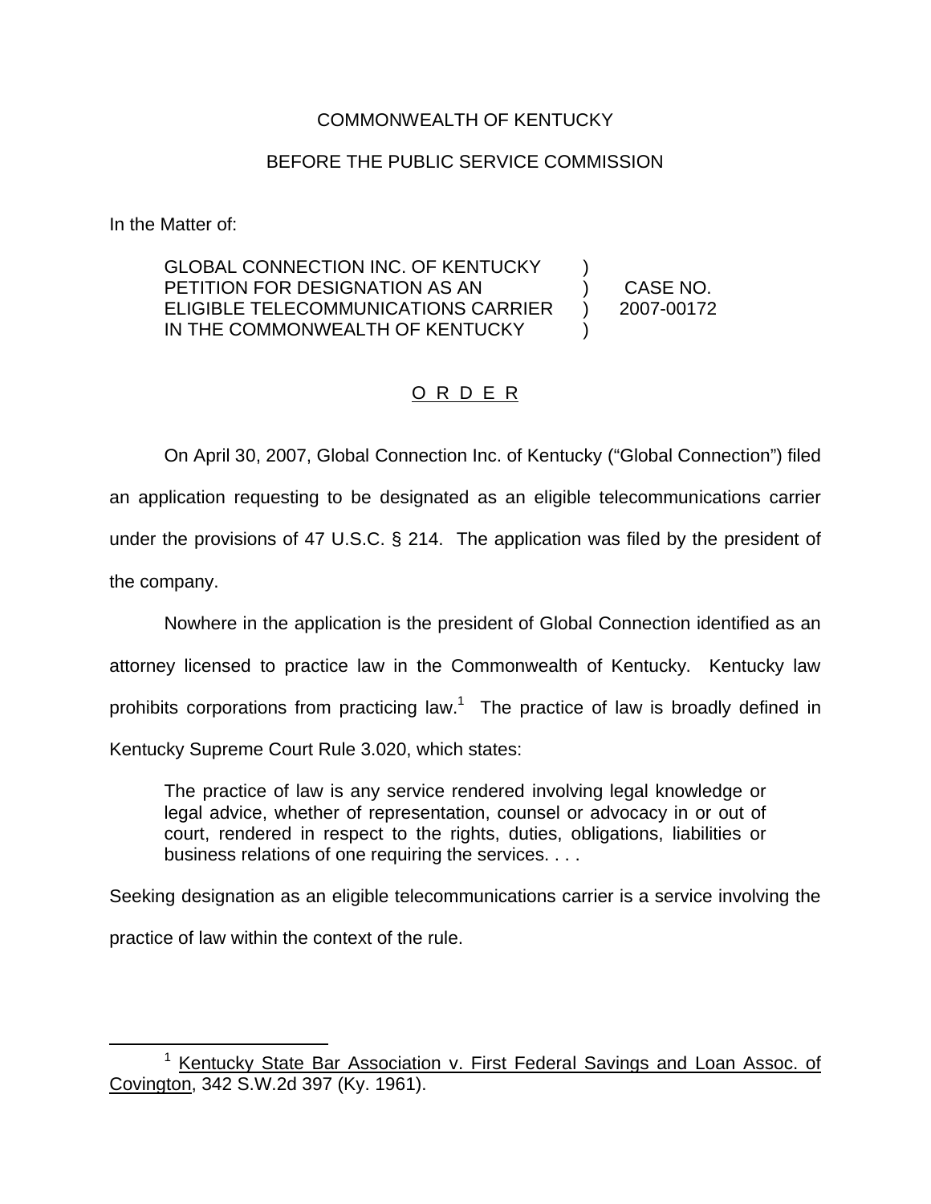COMMONWEALTH OF KENTUCKY

BEFORE THE PUBLIC SERVICE COMMISSION

In the Matter of:

GLOBAL CONNECTION INC. OF KENTUCKY PETITION FOR DESIGNATION AS AN ELIGIBLE TELECOMMUNICATIONS CARRIER IN THE COMMONWEALTH OF KENTUCKY ) CASE NO. 2007-00172

O R D E R

On April 30, 2007, Global Connection Inc. of Kentucky ("Global Connection") filed an application requesting to be designated as an eligible telecommunications carrier under the provisions of 47 U.S.C. § 214. The application was filed by the president of the company.

Nowhere in the application is the president of Global Connection identified as an attorney licensed to practice law in the Commonwealth of Kentucky. Kentucky law prohibits corporations from practicing law.[1] The practice of law is broadly defined in Kentucky Supreme Court Rule 3.020, which states:

> The practice of law is any service rendered involving legal knowledge or legal advice, whether of representation, counsel or advocacy in or out of court, rendered in respect to the rights, duties, obligations, liabilities or business relations of one requiring the services. . . .

Seeking designation as an eligible telecommunications carrier is a service involving the practice of law within the context of the rule.

[1] Kentucky State Bar Association v. First Federal Savings and Loan Assoc. of Covington, 342 S.W.2d 397 (Ky. 1961).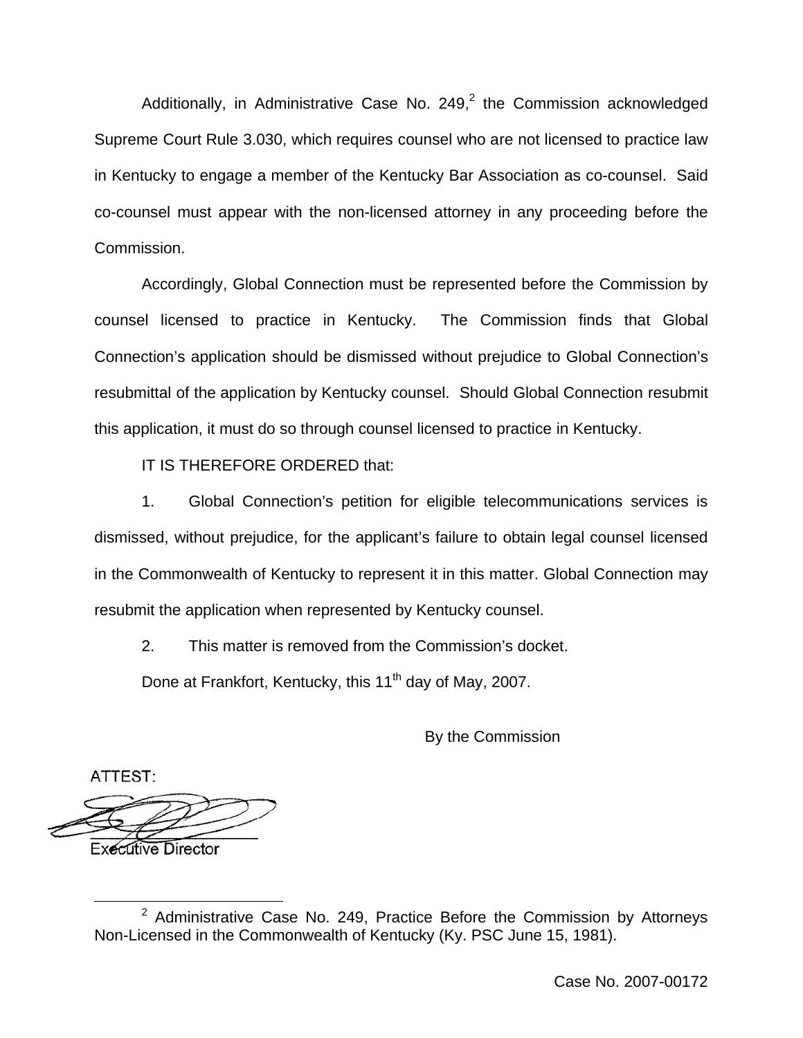Additionally, in Administrative Case No. 249,[2] the Commission acknowledged Supreme Court Rule 3.030, which requires counsel who are not licensed to practice law in Kentucky to engage a member of the Kentucky Bar Association as co-counsel. Said co-counsel must appear with the non-licensed attorney in any proceeding before the Commission.

Accordingly, Global Connection must be represented before the Commission by counsel licensed to practice in Kentucky. The Commission finds that Global Connection's application should be dismissed without prejudice to Global Connection's resubmittal of the application by Kentucky counsel. Should Global Connection resubmit this application, it must do so through counsel licensed to practice in Kentucky.

IT IS THEREFORE ORDERED that:

1. Global Connection's petition for eligible telecommunications services is dismissed, without prejudice, for the applicant's failure to obtain legal counsel licensed in the Commonwealth of Kentucky to represent it in this matter. Global Connection may resubmit the application when represented by Kentucky counsel.

2. This matter is removed from the Commission's docket.

Done at Frankfort, Kentucky, this 11th day of May, 2007.

By the Commission

ATTEST:

Executive Director

[2] Administrative Case No. 249, Practice Before the Commission by Attorneys Non-Licensed in the Commonwealth of Kentucky (Ky. PSC June 15, 1981).

Case No. 2007-00172